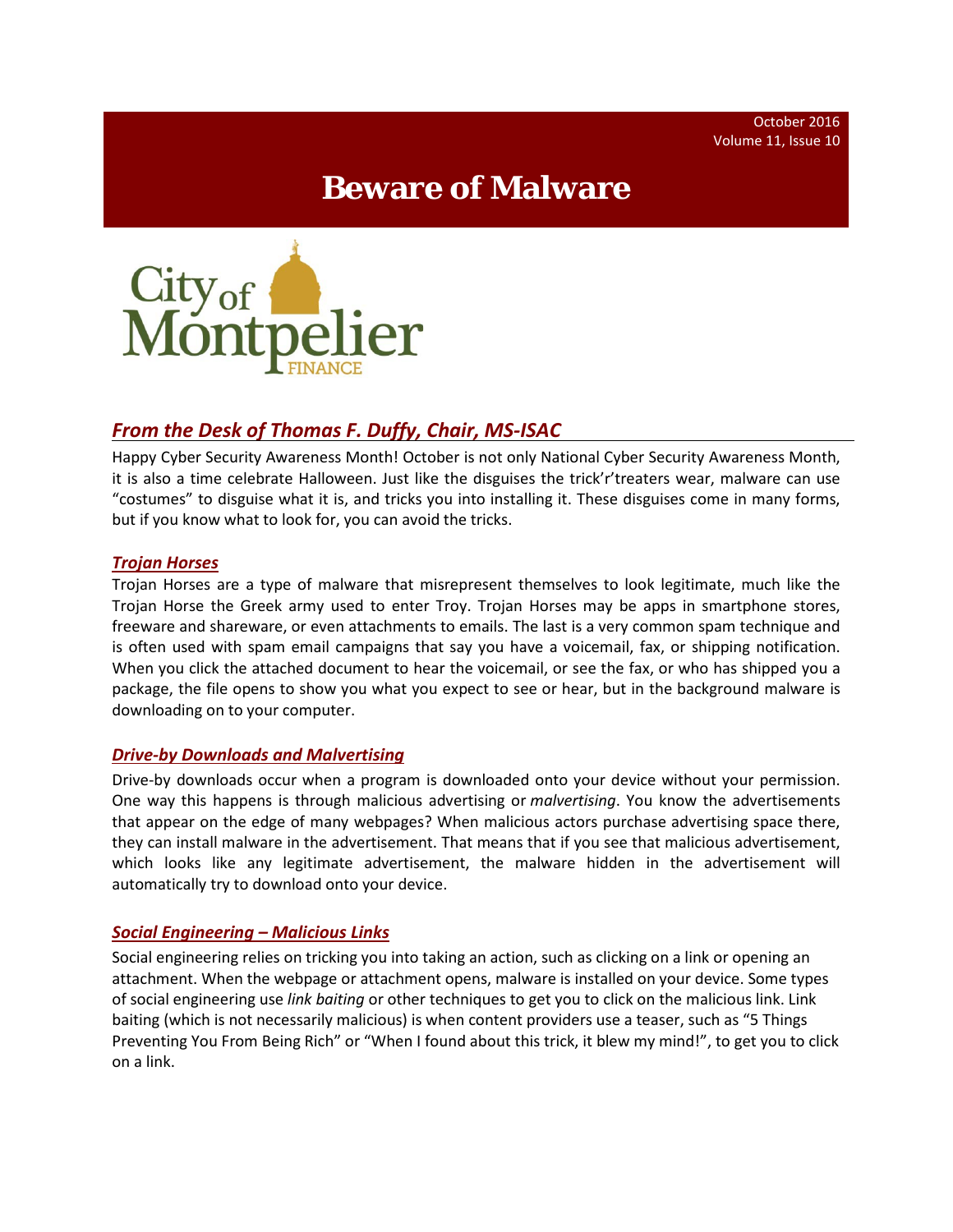October 2016
Volume 11, Issue 10

# Beware of Malware

City of Montpelier FINANCE

## *From the Desk of Thomas F. Duffy, Chair, MS-ISAC*

Happy Cyber Security Awareness Month! October is not only National Cyber Security Awareness Month, it is also a time celebrate Halloween. Just like the disguises the trick'r'treaters wear, malware can use "costumes" to disguise what it is, and tricks you into installing it. These disguises come in many forms, but if you know what to look for, you can avoid the tricks.

### *Trojan Horses*

Trojan Horses are a type of malware that misrepresent themselves to look legitimate, much like the Trojan Horse the Greek army used to enter Troy. Trojan Horses may be apps in smartphone stores, freeware and shareware, or even attachments to emails. The last is a very common spam technique and is often used with spam email campaigns that say you have a voicemail, fax, or shipping notification. When you click the attached document to hear the voicemail, or see the fax, or who has shipped you a package, the file opens to show you what you expect to see or hear, but in the background malware is downloading on to your computer.

### *Drive-by Downloads and Malvertising*

Drive-by downloads occur when a program is downloaded onto your device without your permission. One way this happens is through malicious advertising or *malvertising*. You know the advertisements that appear on the edge of many webpages? When malicious actors purchase advertising space there, they can install malware in the advertisement. That means that if you see that malicious advertisement, which looks like any legitimate advertisement, the malware hidden in the advertisement will automatically try to download onto your device.

### *Social Engineering – Malicious Links*

Social engineering relies on tricking you into taking an action, such as clicking on a link or opening an attachment. When the webpage or attachment opens, malware is installed on your device. Some types of social engineering use *link baiting* or other techniques to get you to click on the malicious link. Link baiting (which is not necessarily malicious) is when content providers use a teaser, such as "5 Things Preventing You From Being Rich" or "When I found about this trick, it blew my mind!", to get you to click on a link.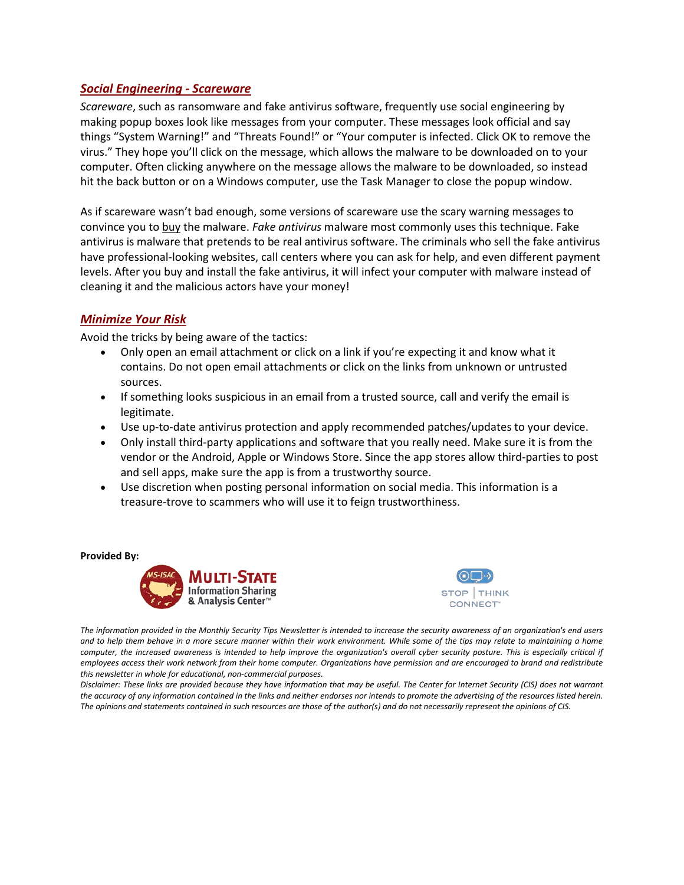## ***Social Engineering - Scareware***

*Scareware*, such as ransomware and fake antivirus software, frequently use social engineering by making popup boxes look like messages from your computer. These messages look official and say things "System Warning!" and "Threats Found!" or "Your computer is infected. Click OK to remove the virus." They hope you'll click on the message, which allows the malware to be downloaded on to your computer. Often clicking anywhere on the message allows the malware to be downloaded, so instead hit the back button or on a Windows computer, use the Task Manager to close the popup window.

As if scareware wasn't bad enough, some versions of scareware use the scary warning messages to convince you to buy the malware. *Fake antivirus* malware most commonly uses this technique. Fake antivirus is malware that pretends to be real antivirus software. The criminals who sell the fake antivirus have professional-looking websites, call centers where you can ask for help, and even different payment levels. After you buy and install the fake antivirus, it will infect your computer with malware instead of cleaning it and the malicious actors have your money!

## ***Minimize Your Risk***

Avoid the tricks by being aware of the tactics:

- Only open an email attachment or click on a link if you're expecting it and know what it contains. Do not open email attachments or click on the links from unknown or untrusted sources.
- If something looks suspicious in an email from a trusted source, call and verify the email is legitimate.
- Use up-to-date antivirus protection and apply recommended patches/updates to your device.
- Only install third-party applications and software that you really need. Make sure it is from the vendor or the Android, Apple or Windows Store. Since the app stores allow third-parties to post and sell apps, make sure the app is from a trustworthy source.
- Use discretion when posting personal information on social media. This information is a treasure-trove to scammers who will use it to feign trustworthiness.

**Provided By:**

MS-ISAC Multi-State Information Sharing & Analysis Center™

STOP | THINK CONNECT™

*The information provided in the Monthly Security Tips Newsletter is intended to increase the security awareness of an organization's end users and to help them behave in a more secure manner within their work environment. While some of the tips may relate to maintaining a home computer, the increased awareness is intended to help improve the organization's overall cyber security posture. This is especially critical if employees access their work network from their home computer. Organizations have permission and are encouraged to brand and redistribute this newsletter in whole for educational, non-commercial purposes.*

*Disclaimer: These links are provided because they have information that may be useful. The Center for Internet Security (CIS) does not warrant the accuracy of any information contained in the links and neither endorses nor intends to promote the advertising of the resources listed herein. The opinions and statements contained in such resources are those of the author(s) and do not necessarily represent the opinions of CIS.*